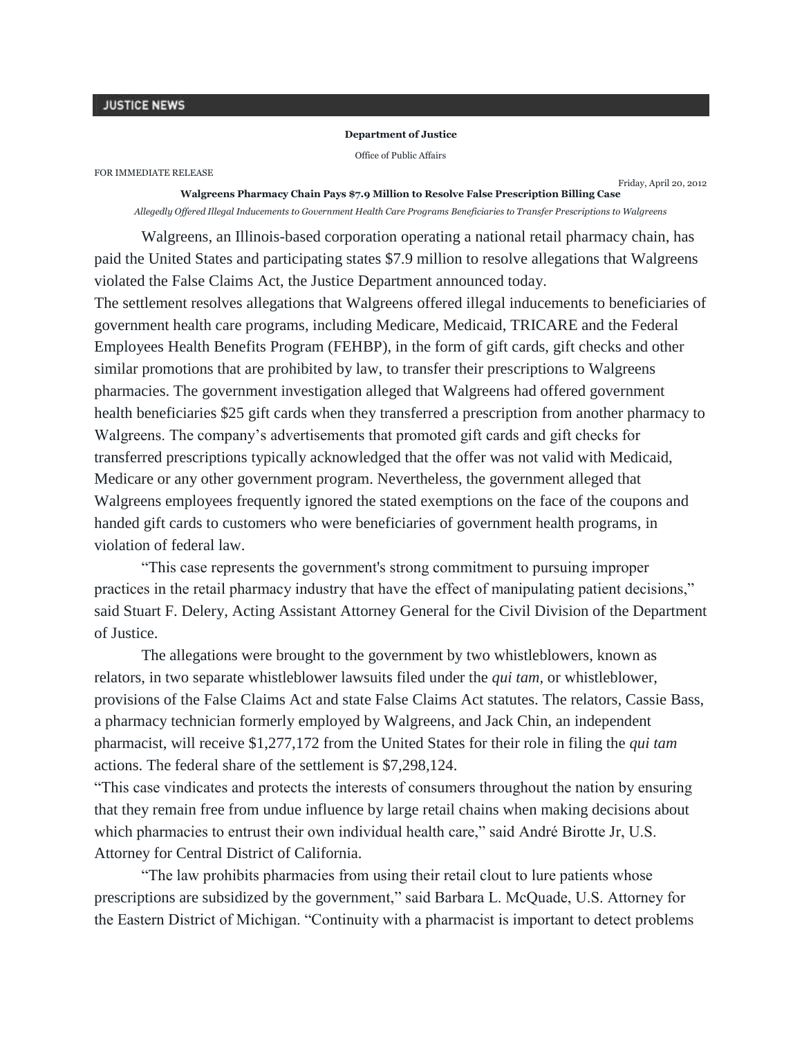JUSTICE NEWS

**Department of Justice**

Office of Public Affairs

FOR IMMEDIATE RELEASE

Friday, April 20, 2012

**Walgreens Pharmacy Chain Pays $7.9 Million to Resolve False Prescription Billing Case**

*Allegedly Offered Illegal Inducements to Government Health Care Programs Beneficiaries to Transfer Prescriptions to Walgreens*

Walgreens, an Illinois-based corporation operating a national retail pharmacy chain, has paid the United States and participating states $7.9 million to resolve allegations that Walgreens violated the False Claims Act, the Justice Department announced today.

The settlement resolves allegations that Walgreens offered illegal inducements to beneficiaries of government health care programs, including Medicare, Medicaid, TRICARE and the Federal Employees Health Benefits Program (FEHBP), in the form of gift cards, gift checks and other similar promotions that are prohibited by law, to transfer their prescriptions to Walgreens pharmacies. The government investigation alleged that Walgreens had offered government health beneficiaries $25 gift cards when they transferred a prescription from another pharmacy to Walgreens. The company's advertisements that promoted gift cards and gift checks for transferred prescriptions typically acknowledged that the offer was not valid with Medicaid, Medicare or any other government program. Nevertheless, the government alleged that Walgreens employees frequently ignored the stated exemptions on the face of the coupons and handed gift cards to customers who were beneficiaries of government health programs, in violation of federal law.

"This case represents the government's strong commitment to pursuing improper practices in the retail pharmacy industry that have the effect of manipulating patient decisions," said Stuart F. Delery, Acting Assistant Attorney General for the Civil Division of the Department of Justice.

The allegations were brought to the government by two whistleblowers, known as relators, in two separate whistleblower lawsuits filed under the *qui tam*, or whistleblower, provisions of the False Claims Act and state False Claims Act statutes. The relators, Cassie Bass, a pharmacy technician formerly employed by Walgreens, and Jack Chin, an independent pharmacist, will receive $1,277,172 from the United States for their role in filing the *qui tam* actions. The federal share of the settlement is $7,298,124.

"This case vindicates and protects the interests of consumers throughout the nation by ensuring that they remain free from undue influence by large retail chains when making decisions about which pharmacies to entrust their own individual health care," said André Birotte Jr, U.S. Attorney for Central District of California.

"The law prohibits pharmacies from using their retail clout to lure patients whose prescriptions are subsidized by the government," said Barbara L. McQuade, U.S. Attorney for the Eastern District of Michigan. "Continuity with a pharmacist is important to detect problems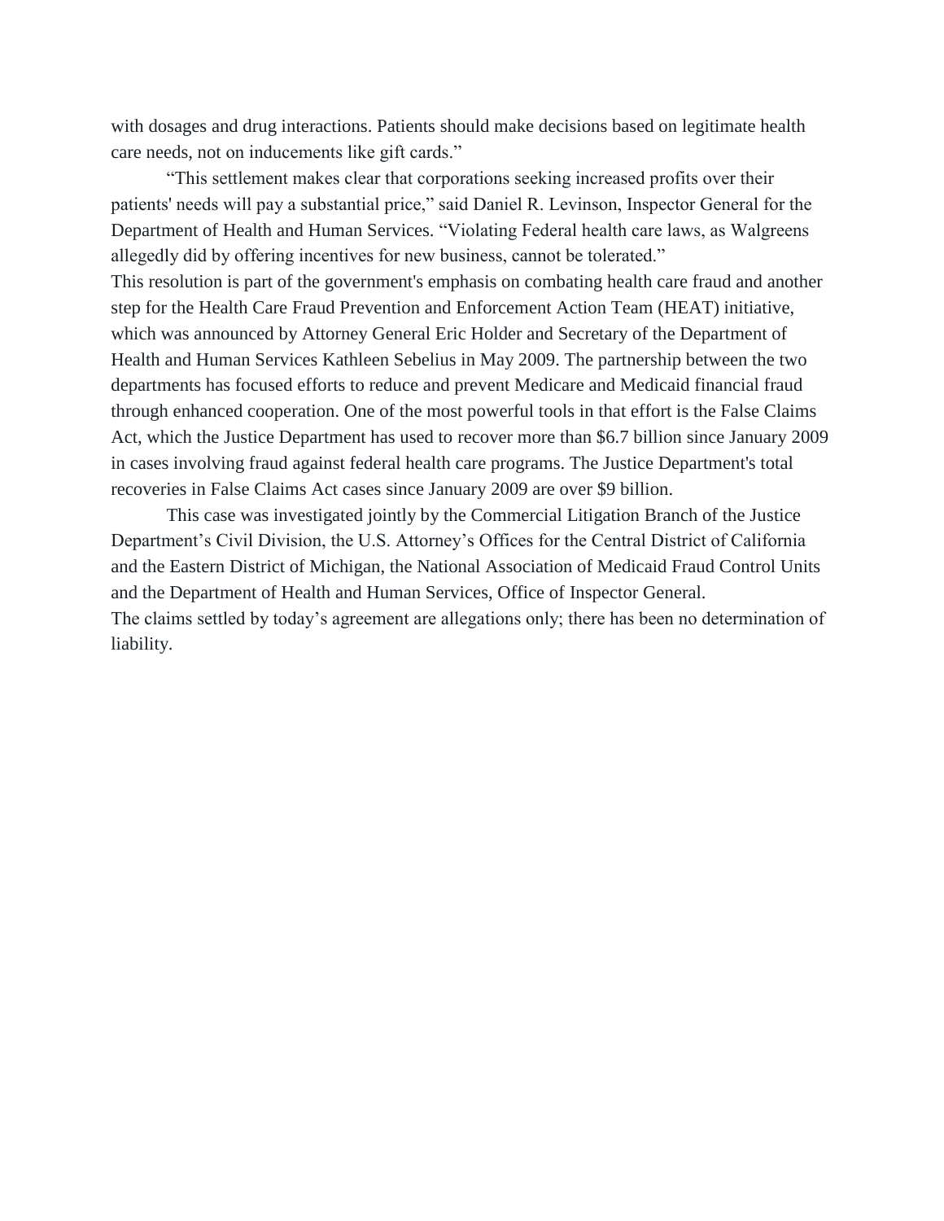with dosages and drug interactions. Patients should make decisions based on legitimate health care needs, not on inducements like gift cards."

"This settlement makes clear that corporations seeking increased profits over their patients' needs will pay a substantial price," said Daniel R. Levinson, Inspector General for the Department of Health and Human Services. "Violating Federal health care laws, as Walgreens allegedly did by offering incentives for new business, cannot be tolerated."

This resolution is part of the government's emphasis on combating health care fraud and another step for the Health Care Fraud Prevention and Enforcement Action Team (HEAT) initiative, which was announced by Attorney General Eric Holder and Secretary of the Department of Health and Human Services Kathleen Sebelius in May 2009. The partnership between the two departments has focused efforts to reduce and prevent Medicare and Medicaid financial fraud through enhanced cooperation. One of the most powerful tools in that effort is the False Claims Act, which the Justice Department has used to recover more than $6.7 billion since January 2009 in cases involving fraud against federal health care programs. The Justice Department's total recoveries in False Claims Act cases since January 2009 are over $9 billion.

This case was investigated jointly by the Commercial Litigation Branch of the Justice Department's Civil Division, the U.S. Attorney's Offices for the Central District of California and the Eastern District of Michigan, the National Association of Medicaid Fraud Control Units and the Department of Health and Human Services, Office of Inspector General.

The claims settled by today's agreement are allegations only; there has been no determination of liability.